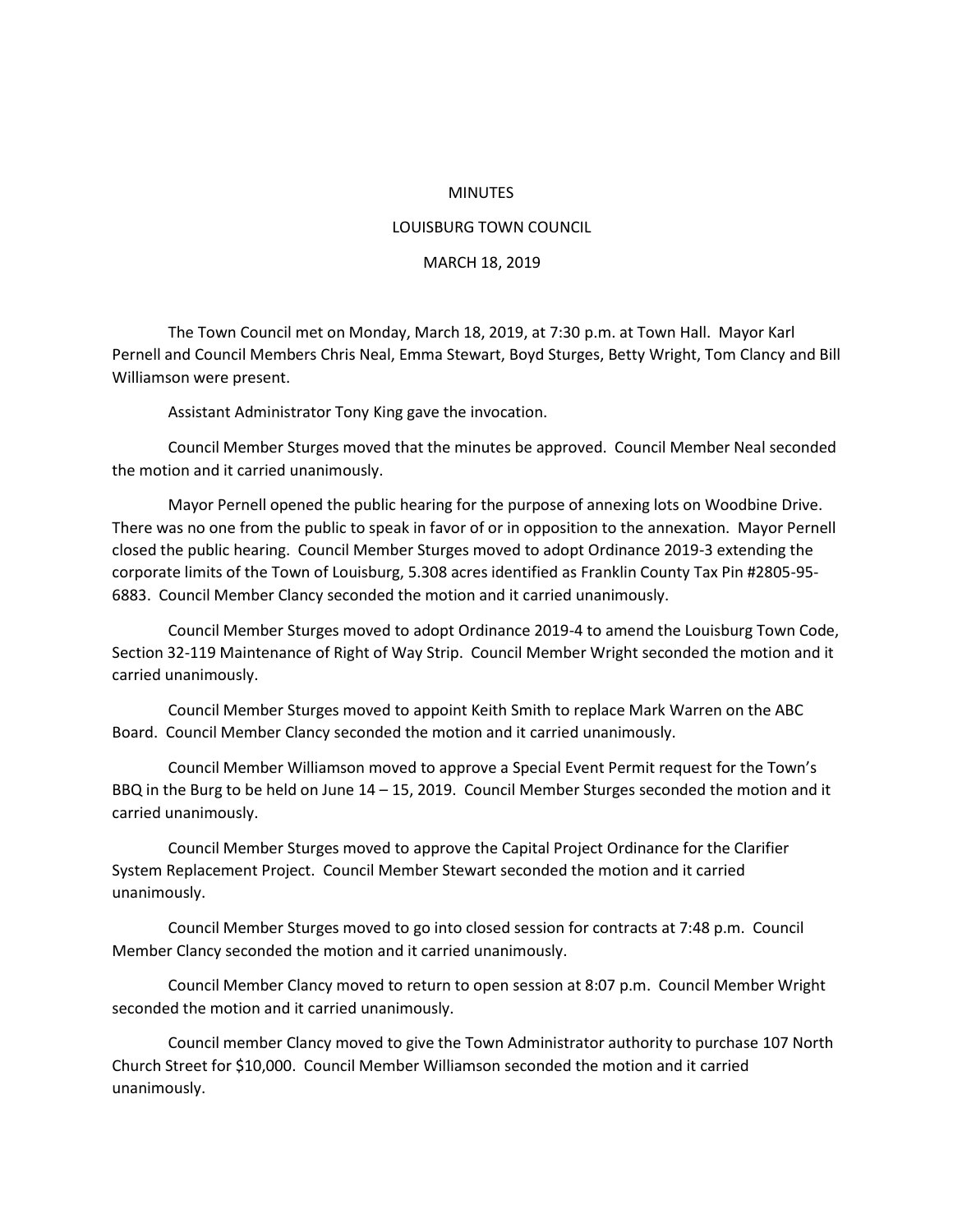MINUTES

LOUISBURG TOWN COUNCIL

MARCH 18, 2019

The Town Council met on Monday, March 18, 2019, at 7:30 p.m. at Town Hall. Mayor Karl Pernell and Council Members Chris Neal, Emma Stewart, Boyd Sturges, Betty Wright, Tom Clancy and Bill Williamson were present.

Assistant Administrator Tony King gave the invocation.

Council Member Sturges moved that the minutes be approved. Council Member Neal seconded the motion and it carried unanimously.

Mayor Pernell opened the public hearing for the purpose of annexing lots on Woodbine Drive. There was no one from the public to speak in favor of or in opposition to the annexation. Mayor Pernell closed the public hearing. Council Member Sturges moved to adopt Ordinance 2019-3 extending the corporate limits of the Town of Louisburg, 5.308 acres identified as Franklin County Tax Pin #2805-95-6883. Council Member Clancy seconded the motion and it carried unanimously.

Council Member Sturges moved to adopt Ordinance 2019-4 to amend the Louisburg Town Code, Section 32-119 Maintenance of Right of Way Strip. Council Member Wright seconded the motion and it carried unanimously.

Council Member Sturges moved to appoint Keith Smith to replace Mark Warren on the ABC Board. Council Member Clancy seconded the motion and it carried unanimously.

Council Member Williamson moved to approve a Special Event Permit request for the Town's BBQ in the Burg to be held on June 14 – 15, 2019. Council Member Sturges seconded the motion and it carried unanimously.

Council Member Sturges moved to approve the Capital Project Ordinance for the Clarifier System Replacement Project. Council Member Stewart seconded the motion and it carried unanimously.

Council Member Sturges moved to go into closed session for contracts at 7:48 p.m. Council Member Clancy seconded the motion and it carried unanimously.

Council Member Clancy moved to return to open session at 8:07 p.m. Council Member Wright seconded the motion and it carried unanimously.

Council member Clancy moved to give the Town Administrator authority to purchase 107 North Church Street for $10,000. Council Member Williamson seconded the motion and it carried unanimously.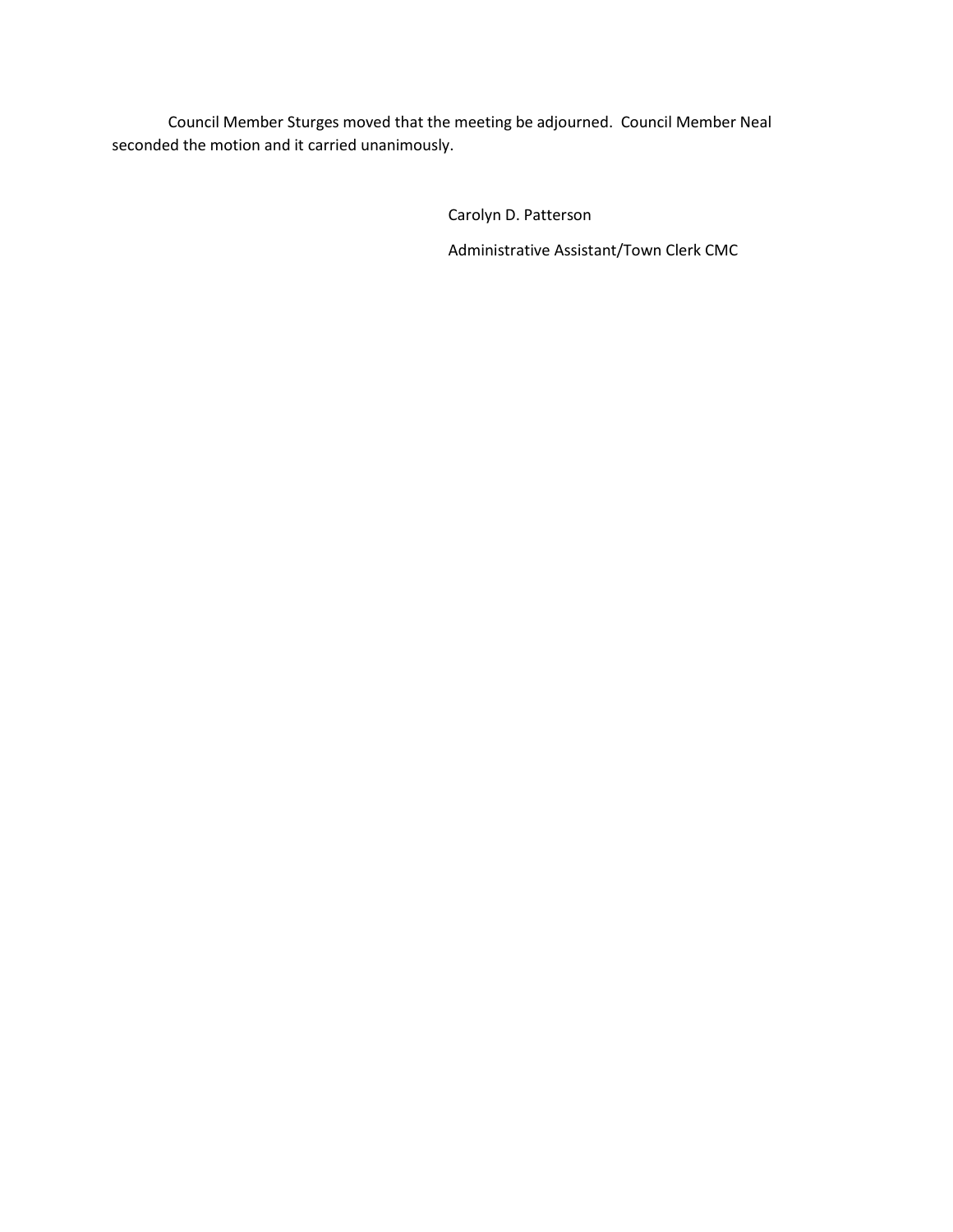Council Member Sturges moved that the meeting be adjourned. Council Member Neal seconded the motion and it carried unanimously.

Carolyn D. Patterson

Administrative Assistant/Town Clerk CMC